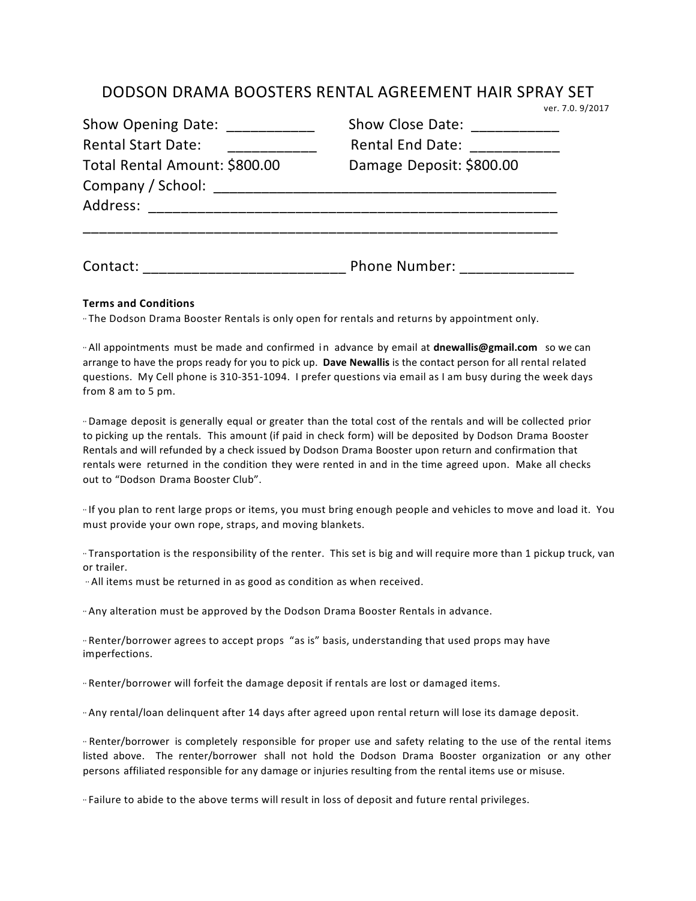# DODSON DRAMA BOOSTERS RENTAL AGREEMENT HAIR SPRAY SET

ver. 7.0. 9/2017

Show Opening Date: ___________ Show Close Date: ___________

Rental Start Date: ___________ Rental End Date: ___________

Total Rental Amount: $800.00 Damage Deposit: $800.00

Company / School: ___________________________________________

Address: ____________________________________________________

_____________________________________________________________

Contact: _________________________ Phone Number: ______________

**Terms and Conditions**

- The Dodson Drama Booster Rentals is only open for rentals and returns by appointment only.

- All appointments must be made and confirmed in advance by email at **dnewallis@gmail.com** so we can arrange to have the props ready for you to pick up. **Dave Newallis** is the contact person for all rental related questions. My Cell phone is 310-351-1094. I prefer questions via email as I am busy during the week days from 8 am to 5 pm.

- Damage deposit is generally equal or greater than the total cost of the rentals and will be collected prior to picking up the rentals. This amount (if paid in check form) will be deposited by Dodson Drama Booster Rentals and will refunded by a check issued by Dodson Drama Booster upon return and confirmation that rentals were returned in the condition they were rented in and in the time agreed upon. Make all checks out to "Dodson Drama Booster Club".

- If you plan to rent large props or items, you must bring enough people and vehicles to move and load it. You must provide your own rope, straps, and moving blankets.

- Transportation is the responsibility of the renter. This set is big and will require more than 1 pickup truck, van or trailer.
- All items must be returned in as good as condition as when received.

- Any alteration must be approved by the Dodson Drama Booster Rentals in advance.

- Renter/borrower agrees to accept props "as is" basis, understanding that used props may have imperfections.

- Renter/borrower will forfeit the damage deposit if rentals are lost or damaged items.

- Any rental/loan delinquent after 14 days after agreed upon rental return will lose its damage deposit.

- Renter/borrower is completely responsible for proper use and safety relating to the use of the rental items listed above. The renter/borrower shall not hold the Dodson Drama Booster organization or any other persons affiliated responsible for any damage or injuries resulting from the rental items use or misuse.

- Failure to abide to the above terms will result in loss of deposit and future rental privileges.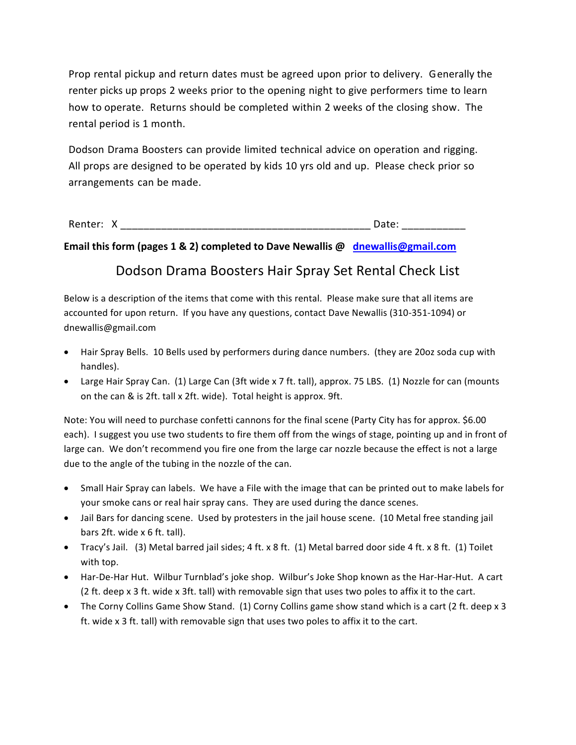Prop rental pickup and return dates must be agreed upon prior to delivery. Generally the renter picks up props 2 weeks prior to the opening night to give performers time to learn how to operate. Returns should be completed within 2 weeks of the closing show. The rental period is 1 month.

Dodson Drama Boosters can provide limited technical advice on operation and rigging. All props are designed to be operated by kids 10 yrs old and up. Please check prior so arrangements can be made.

Renter: X ___________________________________________ Date: ___________

**Email this form (pages 1 & 2) completed to Dave Newallis @ dnewallis@gmail.com**

## Dodson Drama Boosters Hair Spray Set Rental Check List

Below is a description of the items that come with this rental. Please make sure that all items are accounted for upon return. If you have any questions, contact Dave Newallis (310-351-1094) or dnewallis@gmail.com

- Hair Spray Bells. 10 Bells used by performers during dance numbers. (they are 20oz soda cup with handles).
- Large Hair Spray Can. (1) Large Can (3ft wide x 7 ft. tall), approx. 75 LBS. (1) Nozzle for can (mounts on the can & is 2ft. tall x 2ft. wide). Total height is approx. 9ft.

Note: You will need to purchase confetti cannons for the final scene (Party City has for approx. $6.00 each). I suggest you use two students to fire them off from the wings of stage, pointing up and in front of large can. We don't recommend you fire one from the large car nozzle because the effect is not a large due to the angle of the tubing in the nozzle of the can.

- Small Hair Spray can labels. We have a File with the image that can be printed out to make labels for your smoke cans or real hair spray cans. They are used during the dance scenes.
- Jail Bars for dancing scene. Used by protesters in the jail house scene. (10 Metal free standing jail bars 2ft. wide x 6 ft. tall).
- Tracy's Jail. (3) Metal barred jail sides; 4 ft. x 8 ft. (1) Metal barred door side 4 ft. x 8 ft. (1) Toilet with top.
- Har-De-Har Hut. Wilbur Turnblad's joke shop. Wilbur's Joke Shop known as the Har-Har-Hut. A cart (2 ft. deep x 3 ft. wide x 3ft. tall) with removable sign that uses two poles to affix it to the cart.
- The Corny Collins Game Show Stand. (1) Corny Collins game show stand which is a cart (2 ft. deep x 3 ft. wide x 3 ft. tall) with removable sign that uses two poles to affix it to the cart.